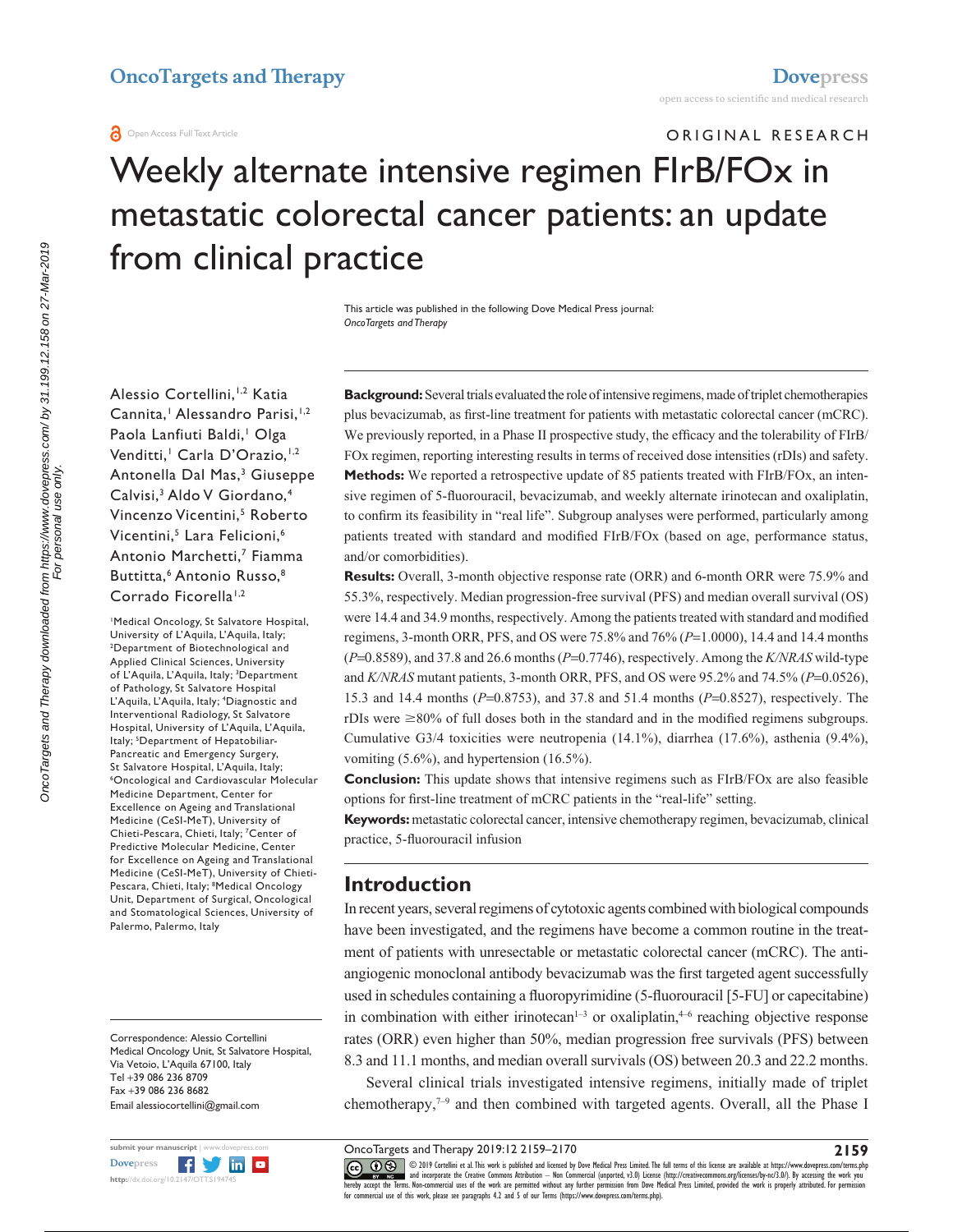ORIGINAL RESEARCH

# Weekly alternate intensive regimen FIrB/FOx in metastatic colorectal cancer patients: an update from clinical practice

This article was published in the following Dove Medical Press journal: *OncoTargets and Therapy*

Alessio Cortellini,[1,2] Katia Cannita,[1] Alessandro Parisi,[1,2] Paola Lanfiuti Baldi,[1] Olga Venditti,[1] Carla D'Orazio,[1,2] Antonella Dal Mas,[3] Giuseppe Calvisi,[3] Aldo V Giordano,[4] Vincenzo Vicentini,[5] Roberto Vicentini,[5] Lara Felicioni,[6] Antonio Marchetti,[7] Fiamma Buttitta,[6] Antonio Russo,[8] Corrado Ficorella[1,2]

[1]Medical Oncology, St Salvatore Hospital, University of L'Aquila, L'Aquila, Italy; [2]Department of Biotechnological and Applied Clinical Sciences, University of L'Aquila, L'Aquila, Italy; [3]Department of Pathology, St Salvatore Hospital L'Aquila, L'Aquila, Italy; [4]Diagnostic and Interventional Radiology, St Salvatore Hospital, University of L'Aquila, L'Aquila, Italy; [5]Department of Hepatobiliar-Pancreatic and Emergency Surgery, St Salvatore Hospital, L'Aquila, Italy; [6]Oncological and Cardiovascular Molecular Medicine Department, Center for Excellence on Ageing and Translational Medicine (CeSI-MeT), University of Chieti-Pescara, Chieti, Italy; [7]Center of Predictive Molecular Medicine, Center for Excellence on Ageing and Translational Medicine (CeSI-MeT), University of Chieti-Pescara, Chieti, Italy; [8]Medical Oncology Unit, Department of Surgical, Oncological and Stomatological Sciences, University of Palermo, Palermo, Italy

Correspondence: Alessio Cortellini
Medical Oncology Unit, St Salvatore Hospital, Via Vetoio, L'Aquila 67100, Italy
Tel +39 086 236 8709
Fax +39 086 236 8682
Email alessiocortellini@gmail.com

**Background:** Several trials evaluated the role of intensive regimens, made of triplet chemotherapies plus bevacizumab, as first-line treatment for patients with metastatic colorectal cancer (mCRC). We previously reported, in a Phase II prospective study, the efficacy and the tolerability of FIrB/FOx regimen, reporting interesting results in terms of received dose intensities (rDIs) and safety.

**Methods:** We reported a retrospective update of 85 patients treated with FIrB/FOx, an intensive regimen of 5-fluorouracil, bevacizumab, and weekly alternate irinotecan and oxaliplatin, to confirm its feasibility in "real life". Subgroup analyses were performed, particularly among patients treated with standard and modified FIrB/FOx (based on age, performance status, and/or comorbidities).

**Results:** Overall, 3-month objective response rate (ORR) and 6-month ORR were 75.9% and 55.3%, respectively. Median progression-free survival (PFS) and median overall survival (OS) were 14.4 and 34.9 months, respectively. Among the patients treated with standard and modified regimens, 3-month ORR, PFS, and OS were 75.8% and 76% ($P$=1.0000), 14.4 and 14.4 months ($P$=0.8589), and 37.8 and 26.6 months ($P$=0.7746), respectively. Among the *K/NRAS* wild-type and *K/NRAS* mutant patients, 3-month ORR, PFS, and OS were 95.2% and 74.5% ($P$=0.0526), 15.3 and 14.4 months ($P$=0.8753), and 37.8 and 51.4 months ($P$=0.8527), respectively. The rDIs were $\geq$80% of full doses both in the standard and in the modified regimens subgroups. Cumulative G3/4 toxicities were neutropenia (14.1%), diarrhea (17.6%), asthenia (9.4%), vomiting (5.6%), and hypertension (16.5%).

**Conclusion:** This update shows that intensive regimens such as FIrB/FOx are also feasible options for first-line treatment of mCRC patients in the "real-life" setting.

**Keywords:** metastatic colorectal cancer, intensive chemotherapy regimen, bevacizumab, clinical practice, 5-fluorouracil infusion

## Introduction

In recent years, several regimens of cytotoxic agents combined with biological compounds have been investigated, and the regimens have become a common routine in the treatment of patients with unresectable or metastatic colorectal cancer (mCRC). The anti-angiogenic monoclonal antibody bevacizumab was the first targeted agent successfully used in schedules containing a fluoropyrimidine (5-fluorouracil [5-FU] or capecitabine) in combination with either irinotecan[1–3] or oxaliplatin,[4–6] reaching objective response rates (ORR) even higher than 50%, median progression free survivals (PFS) between 8.3 and 11.1 months, and median overall survivals (OS) between 20.3 and 22.2 months.

Several clinical trials investigated intensive regimens, initially made of triplet chemotherapy,[7–9] and then combined with targeted agents. Overall, all the Phase I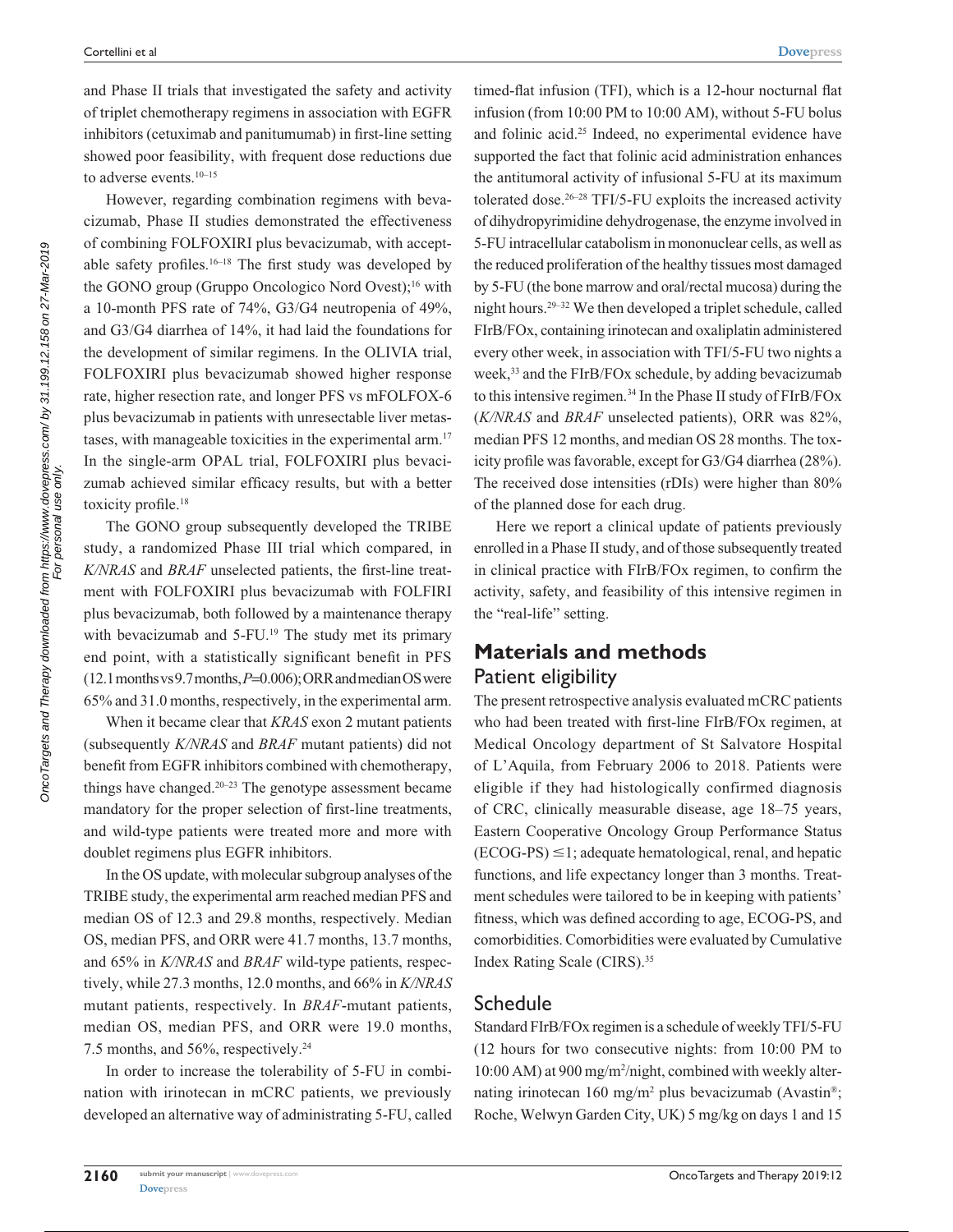and Phase II trials that investigated the safety and activity of triplet chemotherapy regimens in association with EGFR inhibitors (cetuximab and panitumumab) in first-line setting showed poor feasibility, with frequent dose reductions due to adverse events.[10–15]

However, regarding combination regimens with bevacizumab, Phase II studies demonstrated the effectiveness of combining FOLFOXIRI plus bevacizumab, with acceptable safety profiles.[16–18] The first study was developed by the GONO group (Gruppo Oncologico Nord Ovest);[16] with a 10-month PFS rate of 74%, G3/G4 neutropenia of 49%, and G3/G4 diarrhea of 14%, it had laid the foundations for the development of similar regimens. In the OLIVIA trial, FOLFOXIRI plus bevacizumab showed higher response rate, higher resection rate, and longer PFS vs mFOLFOX-6 plus bevacizumab in patients with unresectable liver metastases, with manageable toxicities in the experimental arm.[17] In the single-arm OPAL trial, FOLFOXIRI plus bevacizumab achieved similar efficacy results, but with a better toxicity profile.[18]

The GONO group subsequently developed the TRIBE study, a randomized Phase III trial which compared, in *K/NRAS* and *BRAF* unselected patients, the first-line treatment with FOLFOXIRI plus bevacizumab with FOLFIRI plus bevacizumab, both followed by a maintenance therapy with bevacizumab and 5-FU.[19] The study met its primary end point, with a statistically significant benefit in PFS (12.1 months vs 9.7 months, $P$=0.006); ORR and median OS were 65% and 31.0 months, respectively, in the experimental arm.

When it became clear that *KRAS* exon 2 mutant patients (subsequently *K/NRAS* and *BRAF* mutant patients) did not benefit from EGFR inhibitors combined with chemotherapy, things have changed.[20–23] The genotype assessment became mandatory for the proper selection of first-line treatments, and wild-type patients were treated more and more with doublet regimens plus EGFR inhibitors.

In the OS update, with molecular subgroup analyses of the TRIBE study, the experimental arm reached median PFS and median OS of 12.3 and 29.8 months, respectively. Median OS, median PFS, and ORR were 41.7 months, 13.7 months, and 65% in *K/NRAS* and *BRAF* wild-type patients, respectively, while 27.3 months, 12.0 months, and 66% in *K/NRAS* mutant patients, respectively. In *BRAF*-mutant patients, median OS, median PFS, and ORR were 19.0 months, 7.5 months, and 56%, respectively.[24]

In order to increase the tolerability of 5-FU in combination with irinotecan in mCRC patients, we previously developed an alternative way of administrating 5-FU, called timed-flat infusion (TFI), which is a 12-hour nocturnal flat infusion (from 10:00 PM to 10:00 AM), without 5-FU bolus and folinic acid.[25] Indeed, no experimental evidence have supported the fact that folinic acid administration enhances the antitumoral activity of infusional 5-FU at its maximum tolerated dose.[26–28] TFI/5-FU exploits the increased activity of dihydropyrimidine dehydrogenase, the enzyme involved in 5-FU intracellular catabolism in mononuclear cells, as well as the reduced proliferation of the healthy tissues most damaged by 5-FU (the bone marrow and oral/rectal mucosa) during the night hours.[29–32] We then developed a triplet schedule, called FIrB/FOx, containing irinotecan and oxaliplatin administered every other week, in association with TFI/5-FU two nights a week,[33] and the FIrB/FOx schedule, by adding bevacizumab to this intensive regimen.[34] In the Phase II study of FIrB/FOx (*K/NRAS* and *BRAF* unselected patients), ORR was 82%, median PFS 12 months, and median OS 28 months. The toxicity profile was favorable, except for G3/G4 diarrhea (28%). The received dose intensities (rDIs) were higher than 80% of the planned dose for each drug.

Here we report a clinical update of patients previously enrolled in a Phase II study, and of those subsequently treated in clinical practice with FIrB/FOx regimen, to confirm the activity, safety, and feasibility of this intensive regimen in the "real-life" setting.

## Materials and methods

### Patient eligibility

The present retrospective analysis evaluated mCRC patients who had been treated with first-line FIrB/FOx regimen, at Medical Oncology department of St Salvatore Hospital of L'Aquila, from February 2006 to 2018. Patients were eligible if they had histologically confirmed diagnosis of CRC, clinically measurable disease, age 18–75 years, Eastern Cooperative Oncology Group Performance Status (ECOG-PS) $\leq$1; adequate hematological, renal, and hepatic functions, and life expectancy longer than 3 months. Treatment schedules were tailored to be in keeping with patients' fitness, which was defined according to age, ECOG-PS, and comorbidities. Comorbidities were evaluated by Cumulative Index Rating Scale (CIRS).[35]

### Schedule

Standard FIrB/FOx regimen is a schedule of weekly TFI/5-FU (12 hours for two consecutive nights: from 10:00 PM to 10:00 AM) at 900 mg/m$^2$/night, combined with weekly alternating irinotecan 160 mg/m$^2$ plus bevacizumab (Avastin®; Roche, Welwyn Garden City, UK) 5 mg/kg on days 1 and 15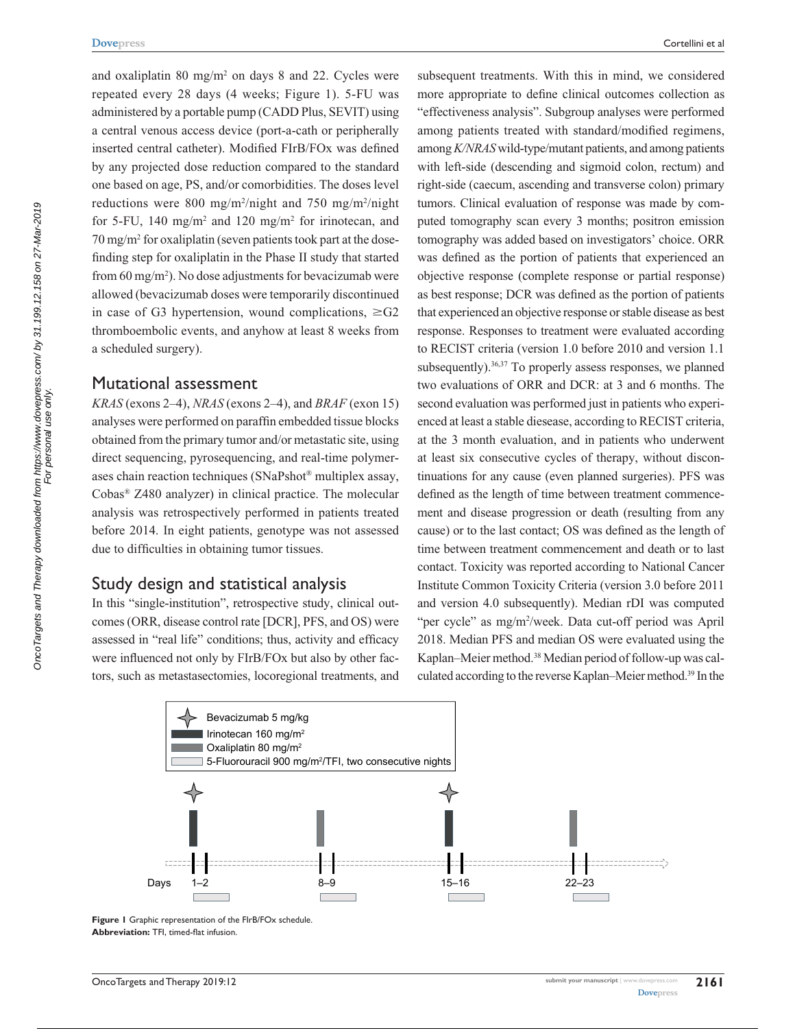and oxaliplatin 80 mg/m$^2$ on days 8 and 22. Cycles were repeated every 28 days (4 weeks; Figure 1). 5-FU was administered by a portable pump (CADD Plus, SEVIT) using a central venous access device (port-a-cath or peripherally inserted central catheter). Modified FIrB/FOx was defined by any projected dose reduction compared to the standard one based on age, PS, and/or comorbidities. The doses level reductions were 800 mg/m$^2$/night and 750 mg/m$^2$/night for 5-FU, 140 mg/m$^2$ and 120 mg/m$^2$ for irinotecan, and 70 mg/m$^2$ for oxaliplatin (seven patients took part at the dose-finding step for oxaliplatin in the Phase II study that started from 60 mg/m$^2$). No dose adjustments for bevacizumab were allowed (bevacizumab doses were temporarily discontinued in case of G3 hypertension, wound complications, ≥G2 thromboembolic events, and anyhow at least 8 weeks from a scheduled surgery).

## Mutational assessment

*KRAS* (exons 2–4), *NRAS* (exons 2–4), and *BRAF* (exon 15) analyses were performed on paraffin embedded tissue blocks obtained from the primary tumor and/or metastatic site, using direct sequencing, pyrosequencing, and real-time polymerases chain reaction techniques (SNaPshot® multiplex assay, Cobas® Z480 analyzer) in clinical practice. The molecular analysis was retrospectively performed in patients treated before 2014. In eight patients, genotype was not assessed due to difficulties in obtaining tumor tissues.

## Study design and statistical analysis

In this "single-institution", retrospective study, clinical outcomes (ORR, disease control rate [DCR], PFS, and OS) were assessed in "real life" conditions; thus, activity and efficacy were influenced not only by FIrB/FOx but also by other factors, such as metastasectomies, locoregional treatments, and subsequent treatments. With this in mind, we considered more appropriate to define clinical outcomes collection as "effectiveness analysis". Subgroup analyses were performed among patients treated with standard/modified regimens, among *K/NRAS* wild-type/mutant patients, and among patients with left-side (descending and sigmoid colon, rectum) and right-side (caecum, ascending and transverse colon) primary tumors. Clinical evaluation of response was made by computed tomography scan every 3 months; positron emission tomography was added based on investigators' choice. ORR was defined as the portion of patients that experienced an objective response (complete response or partial response) as best response; DCR was defined as the portion of patients that experienced an objective response or stable disease as best response. Responses to treatment were evaluated according to RECIST criteria (version 1.0 before 2010 and version 1.1 subsequently).[36,37] To properly assess responses, we planned two evaluations of ORR and DCR: at 3 and 6 months. The second evaluation was performed just in patients who experienced at least a stable diesease, according to RECIST criteria, at the 3 month evaluation, and in patients who underwent at least six consecutive cycles of therapy, without discontinuations for any cause (even planned surgeries). PFS was defined as the length of time between treatment commencement and disease progression or death (resulting from any cause) or to the last contact; OS was defined as the length of time between treatment commencement and death or to last contact. Toxicity was reported according to National Cancer Institute Common Toxicity Criteria (version 3.0 before 2011 and version 4.0 subsequently). Median rDI was computed "per cycle" as mg/m$^2$/week. Data cut-off period was April 2018. Median PFS and median OS were evaluated using the Kaplan–Meier method.[38] Median period of follow-up was calculated according to the reverse Kaplan–Meier method.[39] In the

**Figure 1** Graphic representation of the FIrB/FOx schedule.
**Abbreviation:** TFI, timed-flat infusion.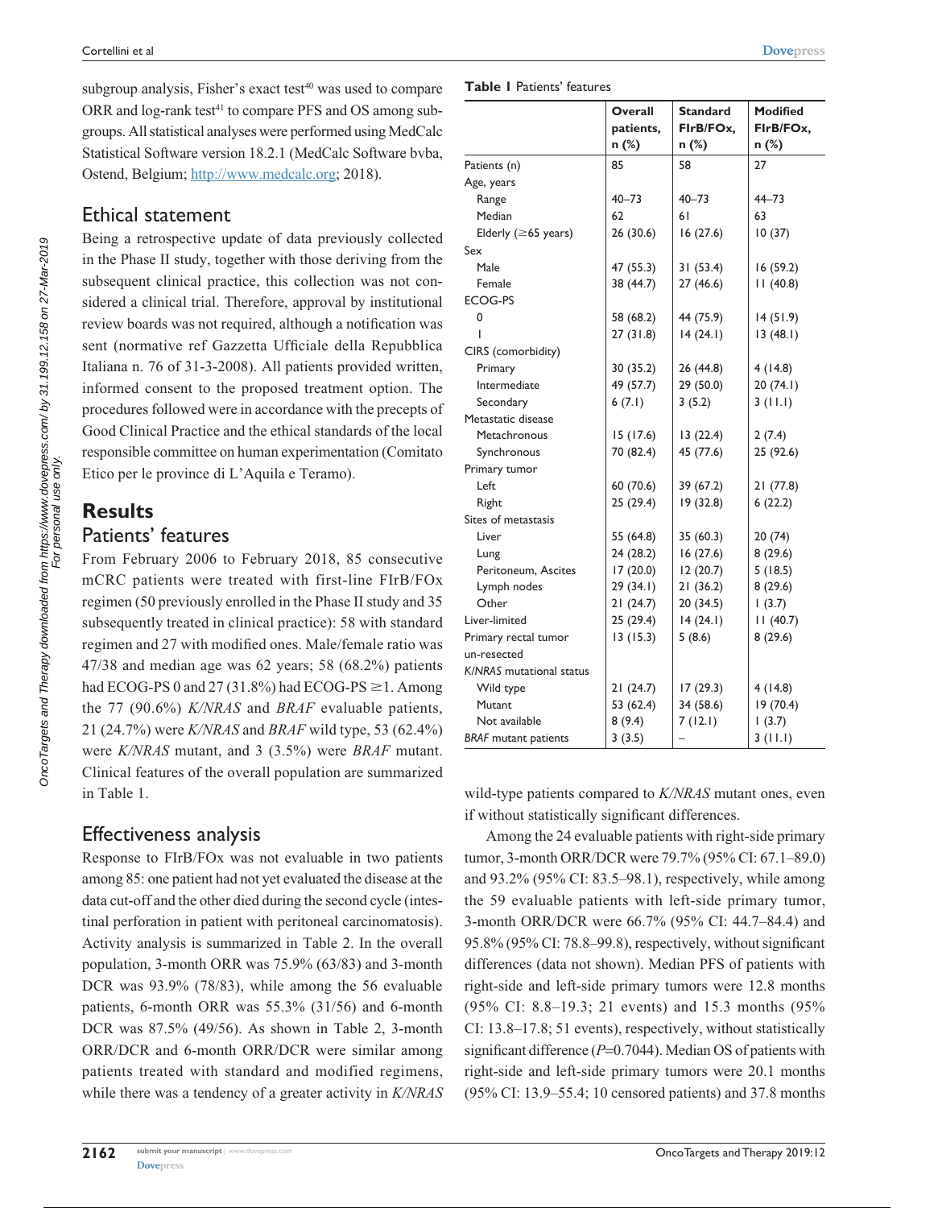subgroup analysis, Fisher's exact test[40] was used to compare ORR and log-rank test[41] to compare PFS and OS among subgroups. All statistical analyses were performed using MedCalc Statistical Software version 18.2.1 (MedCalc Software bvba, Ostend, Belgium; http://www.medcalc.org; 2018).

## Ethical statement

Being a retrospective update of data previously collected in the Phase II study, together with those deriving from the subsequent clinical practice, this collection was not considered a clinical trial. Therefore, approval by institutional review boards was not required, although a notification was sent (normative ref Gazzetta Ufficiale della Repubblica Italiana n. 76 of 31-3-2008). All patients provided written, informed consent to the proposed treatment option. The procedures followed were in accordance with the precepts of Good Clinical Practice and the ethical standards of the local responsible committee on human experimentation (Comitato Etico per le province di L'Aquila e Teramo).

# Results

## Patients' features

From February 2006 to February 2018, 85 consecutive mCRC patients were treated with first-line FIrB/FOx regimen (50 previously enrolled in the Phase II study and 35 subsequently treated in clinical practice): 58 with standard regimen and 27 with modified ones. Male/female ratio was 47/38 and median age was 62 years; 58 (68.2%) patients had ECOG-PS 0 and 27 (31.8%) had ECOG-PS ≥1. Among the 77 (90.6%) *K/NRAS* and *BRAF* evaluable patients, 21 (24.7%) were *K/NRAS* and *BRAF* wild type, 53 (62.4%) were *K/NRAS* mutant, and 3 (3.5%) were *BRAF* mutant. Clinical features of the overall population are summarized in Table 1.

**Table 1** Patients' features

| | Overall patients, n (%) | Standard FIrB/FOx, n (%) | Modified FIrB/FOx, n (%) |
|---|---|---|---|
| Patients (n) | 85 | 58 | 27 |
| Age, years | | | |
| Range | 40–73 | 40–73 | 44–73 |
| Median | 62 | 61 | 63 |
| Elderly (≥65 years) | 26 (30.6) | 16 (27.6) | 10 (37) |
| Sex | | | |
| Male | 47 (55.3) | 31 (53.4) | 16 (59.2) |
| Female | 38 (44.7) | 27 (46.6) | 11 (40.8) |
| ECOG-PS | | | |
| 0 | 58 (68.2) | 44 (75.9) | 14 (51.9) |
| 1 | 27 (31.8) | 14 (24.1) | 13 (48.1) |
| CIRS (comorbidity) | | | |
| Primary | 30 (35.2) | 26 (44.8) | 4 (14.8) |
| Intermediate | 49 (57.7) | 29 (50.0) | 20 (74.1) |
| Secondary | 6 (7.1) | 3 (5.2) | 3 (11.1) |
| Metastatic disease | | | |
| Metachronous | 15 (17.6) | 13 (22.4) | 2 (7.4) |
| Synchronous | 70 (82.4) | 45 (77.6) | 25 (92.6) |
| Primary tumor | | | |
| Left | 60 (70.6) | 39 (67.2) | 21 (77.8) |
| Right | 25 (29.4) | 19 (32.8) | 6 (22.2) |
| Sites of metastasis | | | |
| Liver | 55 (64.8) | 35 (60.3) | 20 (74) |
| Lung | 24 (28.2) | 16 (27.6) | 8 (29.6) |
| Peritoneum, Ascites | 17 (20.0) | 12 (20.7) | 5 (18.5) |
| Lymph nodes | 29 (34.1) | 21 (36.2) | 8 (29.6) |
| Other | 21 (24.7) | 20 (34.5) | 1 (3.7) |
| Liver-limited | 25 (29.4) | 14 (24.1) | 11 (40.7) |
| Primary rectal tumor un-resected | 13 (15.3) | 5 (8.6) | 8 (29.6) |
| *K/NRAS* mutational status | | | |
| Wild type | 21 (24.7) | 17 (29.3) | 4 (14.8) |
| Mutant | 53 (62.4) | 34 (58.6) | 19 (70.4) |
| Not available | 8 (9.4) | 7 (12.1) | 1 (3.7) |
| *BRAF* mutant patients | 3 (3.5) | – | 3 (11.1) |

## Effectiveness analysis

Response to FIrB/FOx was not evaluable in two patients among 85: one patient had not yet evaluated the disease at the data cut-off and the other died during the second cycle (intestinal perforation in patient with peritoneal carcinomatosis). Activity analysis is summarized in Table 2. In the overall population, 3-month ORR was 75.9% (63/83) and 3-month DCR was 93.9% (78/83), while among the 56 evaluable patients, 6-month ORR was 55.3% (31/56) and 6-month DCR was 87.5% (49/56). As shown in Table 2, 3-month ORR/DCR and 6-month ORR/DCR were similar among patients treated with standard and modified regimens, while there was a tendency of a greater activity in *K/NRAS* wild-type patients compared to *K/NRAS* mutant ones, even if without statistically significant differences.

Among the 24 evaluable patients with right-side primary tumor, 3-month ORR/DCR were 79.7% (95% CI: 67.1–89.0) and 93.2% (95% CI: 83.5–98.1), respectively, while among the 59 evaluable patients with left-side primary tumor, 3-month ORR/DCR were 66.7% (95% CI: 44.7–84.4) and 95.8% (95% CI: 78.8–99.8), respectively, without significant differences (data not shown). Median PFS of patients with right-side and left-side primary tumors were 12.8 months (95% CI: 8.8–19.3; 21 events) and 15.3 months (95% CI: 13.8–17.8; 51 events), respectively, without statistically significant difference ($P$=0.7044). Median OS of patients with right-side and left-side primary tumors were 20.1 months (95% CI: 13.9–55.4; 10 censored patients) and 37.8 months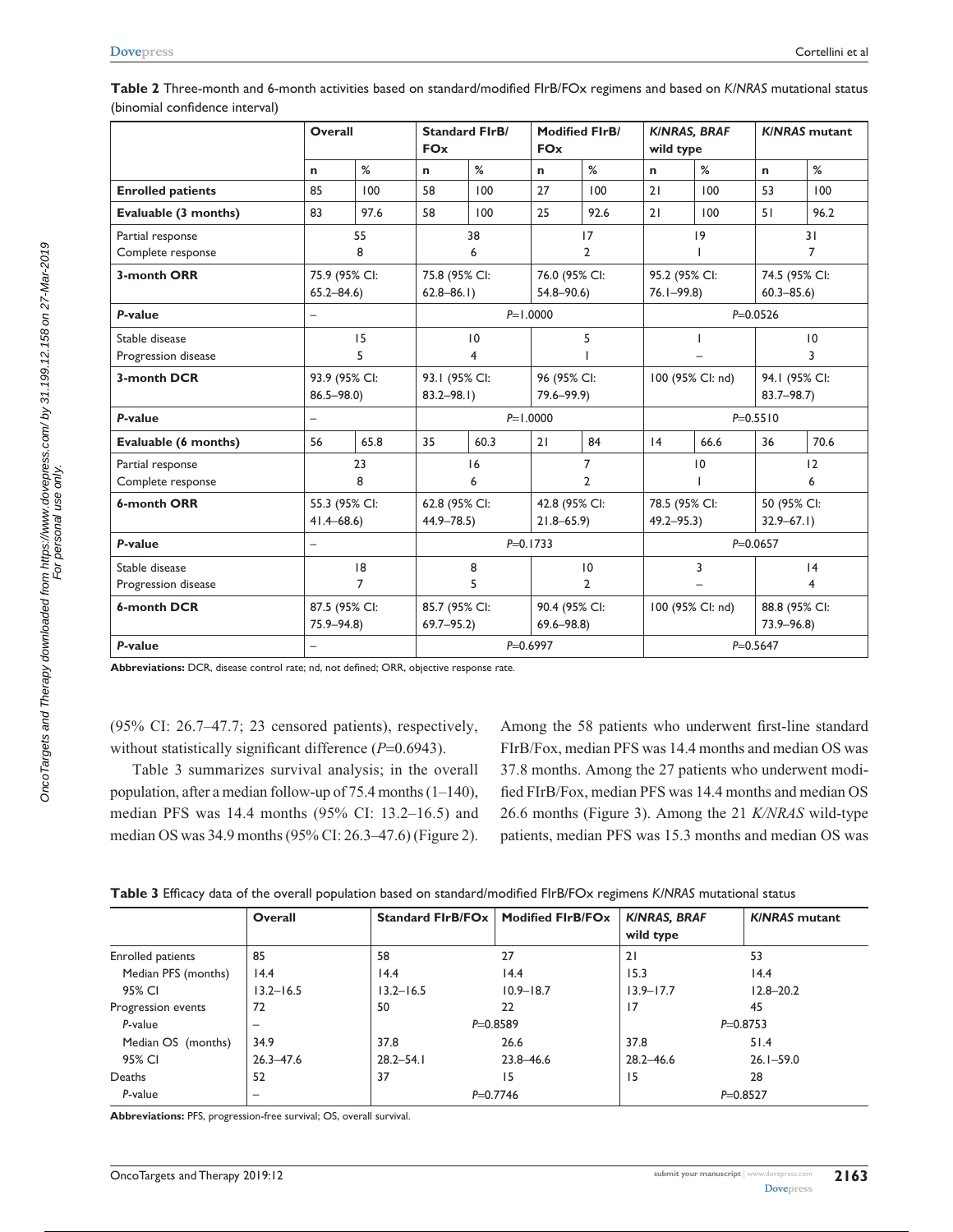**Table 2** Three-month and 6-month activities based on standard/modified FIrB/FOx regimens and based on *K/NRAS* mutational status (binomial confidence interval)

| | Overall | | Standard FIrB/FOx | | Modified FIrB/FOx | | *K/NRAS, BRAF* wild type | | *K/NRAS* mutant | |
|---|---|---|---|---|---|---|---|---|---|---|
| | n | % | n | % | n | % | n | % | n | % |
| **Enrolled patients** | 85 | 100 | 58 | 100 | 27 | 100 | 21 | 100 | 53 | 100 |
| **Evaluable (3 months)** | 83 | 97.6 | 58 | 100 | 25 | 92.6 | 21 | 100 | 51 | 96.2 |
| Partial response | 55 | | 38 | | 17 | | 19 | | 31 | |
| Complete response | 8 | | 6 | | 2 | | 1 | | 7 | |
| **3-month ORR** | 75.9 (95% CI: 65.2–84.6) | | 75.8 (95% CI: 62.8–86.1) | | 76.0 (95% CI: 54.8–90.6) | | 95.2 (95% CI: 76.1–99.8) | | 74.5 (95% CI: 60.3–85.6) | |
| ***P*-value** | – | | *P*=1.0000 | | | | *P*=0.0526 | | | |
| Stable disease | 15 | | 10 | | 5 | | 1 | | 10 | |
| Progression disease | 5 | | 4 | | 1 | | – | | 3 | |
| **3-month DCR** | 93.9 (95% CI: 86.5–98.0) | | 93.1 (95% CI: 83.2–98.1) | | 96 (95% CI: 79.6–99.9) | | 100 (95% CI: nd) | | 94.1 (95% CI: 83.7–98.7) | |
| ***P*-value** | – | | *P*=1.0000 | | | | *P*=0.5510 | | | |
| **Evaluable (6 months)** | 56 | 65.8 | 35 | 60.3 | 21 | 84 | 14 | 66.6 | 36 | 70.6 |
| Partial response | 23 | | 16 | | 7 | | 10 | | 12 | |
| Complete response | 8 | | 6 | | 2 | | 1 | | 6 | |
| **6-month ORR** | 55.3 (95% CI: 41.4–68.6) | | 62.8 (95% CI: 44.9–78.5) | | 42.8 (95% CI: 21.8–65.9) | | 78.5 (95% CI: 49.2–95.3) | | 50 (95% CI: 32.9–67.1) | |
| ***P*-value** | – | | *P*=0.1733 | | | | *P*=0.0657 | | | |
| Stable disease | 18 | | 8 | | 10 | | 3 | | 14 | |
| Progression disease | 7 | | 5 | | 2 | | – | | 4 | |
| **6-month DCR** | 87.5 (95% CI: 75.9–94.8) | | 85.7 (95% CI: 69.7–95.2) | | 90.4 (95% CI: 69.6–98.8) | | 100 (95% CI: nd) | | 88.8 (95% CI: 73.9–96.8) | |
| ***P*-value** | – | | *P*=0.6997 | | | | *P*=0.5647 | | | |

**Abbreviations:** DCR, disease control rate; nd, not defined; ORR, objective response rate.

(95% CI: 26.7–47.7; 23 censored patients), respectively, without statistically significant difference (*P*=0.6943).

Table 3 summarizes survival analysis; in the overall population, after a median follow-up of 75.4 months (1–140), median PFS was 14.4 months (95% CI: 13.2–16.5) and median OS was 34.9 months (95% CI: 26.3–47.6) (Figure 2).

Among the 58 patients who underwent first-line standard FIrB/Fox, median PFS was 14.4 months and median OS was 37.8 months. Among the 27 patients who underwent modified FIrB/Fox, median PFS was 14.4 months and median OS 26.6 months (Figure 3). Among the 21 *K/NRAS* wild-type patients, median PFS was 15.3 months and median OS was

**Table 3** Efficacy data of the overall population based on standard/modified FIrB/FOx regimens *K/NRAS* mutational status

| | Overall | Standard FIrB/FOx | Modified FIrB/FOx | *K/NRAS, BRAF* wild type | *K/NRAS* mutant |
|---|---|---|---|---|---|
| Enrolled patients | 85 | 58 | 27 | 21 | 53 |
| Median PFS (months) | 14.4 | 14.4 | 14.4 | 15.3 | 14.4 |
| 95% CI | 13.2–16.5 | 13.2–16.5 | 10.9–18.7 | 13.9–17.7 | 12.8–20.2 |
| Progression events | 72 | 50 | 22 | 17 | 45 |
| *P*-value | – | *P*=0.8589 | | *P*=0.8753 | |
| Median OS (months) | 34.9 | 37.8 | 26.6 | 37.8 | 51.4 |
| 95% CI | 26.3–47.6 | 28.2–54.1 | 23.8–46.6 | 28.2–46.6 | 26.1–59.0 |
| Deaths | 52 | 37 | 15 | 15 | 28 |
| *P*-value | – | *P*=0.7746 | | *P*=0.8527 | |

**Abbreviations:** PFS, progression-free survival; OS, overall survival.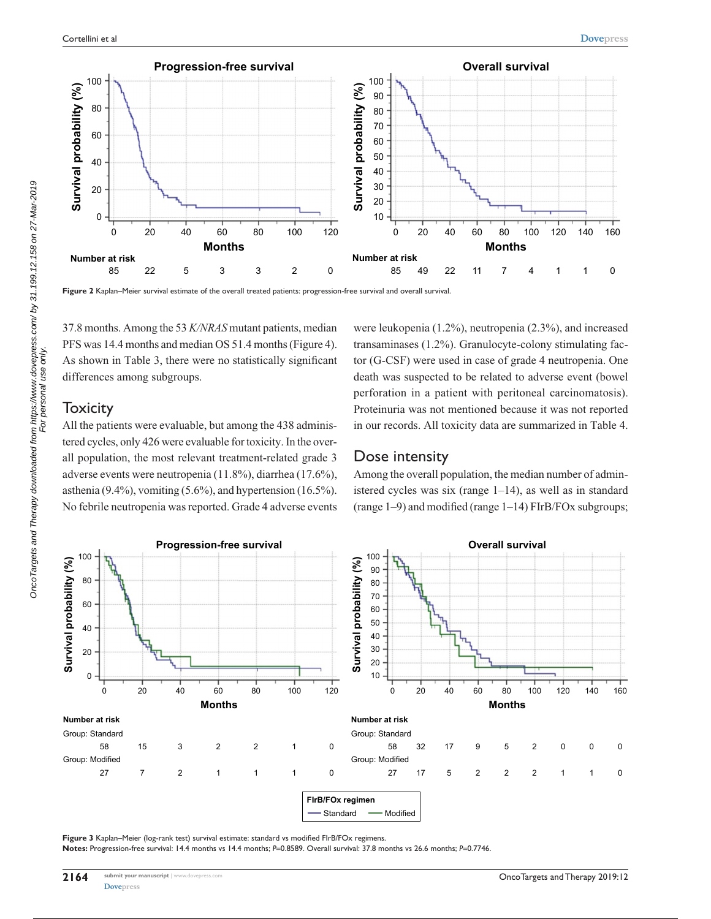Figure 2 Kaplan–Meier survival estimate of the overall treated patients: progression-free survival and overall survival.

37.8 months. Among the 53 *K/NRAS* mutant patients, median PFS was 14.4 months and median OS 51.4 months (Figure 4). As shown in Table 3, there were no statistically significant differences among subgroups.

## Toxicity

All the patients were evaluable, but among the 438 administered cycles, only 426 were evaluable for toxicity. In the overall population, the most relevant treatment-related grade 3 adverse events were neutropenia (11.8%), diarrhea (17.6%), asthenia (9.4%), vomiting (5.6%), and hypertension (16.5%). No febrile neutropenia was reported. Grade 4 adverse events were leukopenia (1.2%), neutropenia (2.3%), and increased transaminases (1.2%). Granulocyte-colony stimulating factor (G-CSF) were used in case of grade 4 neutropenia. One death was suspected to be related to adverse event (bowel perforation in a patient with peritoneal carcinomatosis). Proteinuria was not mentioned because it was not reported in our records. All toxicity data are summarized in Table 4.

## Dose intensity

Among the overall population, the median number of administered cycles was six (range 1–14), as well as in standard (range 1–9) and modified (range 1–14) FIrB/FOx subgroups;

Figure 3 Kaplan–Meier (log-rank test) survival estimate: standard vs modified FIrB/FOx regimens.

**Notes:** Progression-free survival: 14.4 months vs 14.4 months; *P*=0.8589. Overall survival: 37.8 months vs 26.6 months; *P*=0.7746.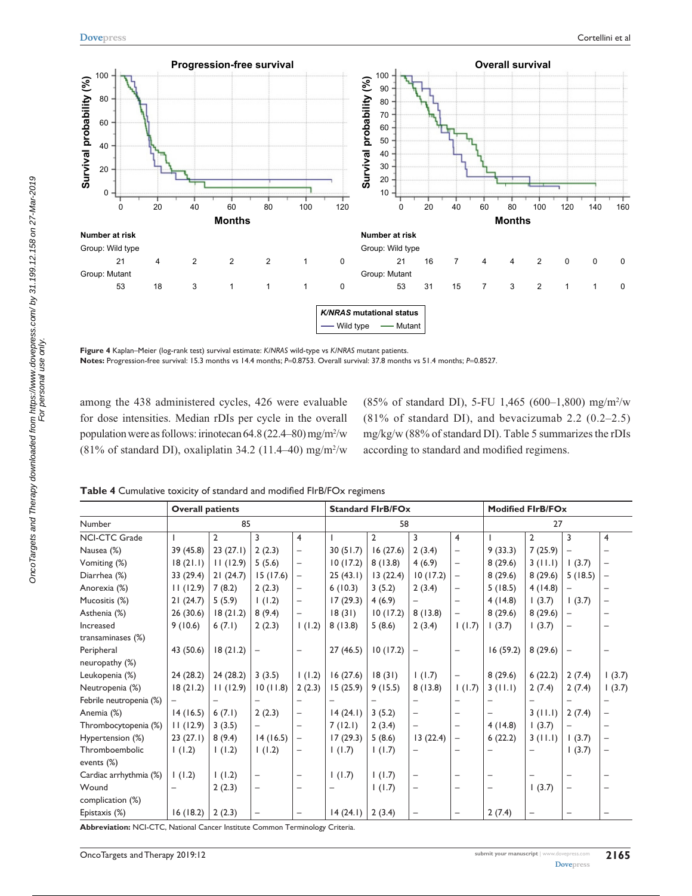Progression-free survival

Overall survival

Number at risk

| | 0 | 20 | 40 | 60 | 80 | 100 | 120 |
|---|---|---|---|---|---|---|---|
| Group: Wild type | 21 | 4 | 2 | 2 | 2 | 1 | 0 |
| Group: Mutant | 53 | 18 | 3 | 1 | 1 | 1 | 0 |

| | 0 | 20 | 40 | 60 | 80 | 100 | 120 | 140 | 160 |
|---|---|---|---|---|---|---|---|---|---|
| Group: Wild type | 21 | 16 | 7 | 4 | 4 | 2 | 0 | 0 | 0 |
| Group: Mutant | 53 | 31 | 15 | 7 | 3 | 2 | 1 | 1 | 0 |

*K/NRAS* mutational status: Wild type, Mutant

**Figure 4** Kaplan–Meier (log-rank test) survival estimate: *K/NRAS* wild-type vs *K/NRAS* mutant patients.
**Notes:** Progression-free survival: 15.3 months vs 14.4 months; $P=0.8753$. Overall survival: 37.8 months vs 51.4 months; $P=0.8527$.

among the 438 administered cycles, 426 were evaluable for dose intensities. Median rDIs per cycle in the overall population were as follows: irinotecan 64.8 (22.4–80) mg/m$^2$/w (81% of standard DI), oxaliplatin 34.2 (11.4–40) mg/m$^2$/w (85% of standard DI), 5-FU 1,465 (600–1,800) mg/m$^2$/w (81% of standard DI), and bevacizumab 2.2 (0.2–2.5) mg/kg/w (88% of standard DI). Table 5 summarizes the rDIs according to standard and modified regimens.

**Table 4** Cumulative toxicity of standard and modified FIrB/FOx regimens

| | Overall patients | | | | Standard FIrB/FOx | | | | Modified FIrB/FOx | | | |
|---|---|---|---|---|---|---|---|---|---|---|---|---|
| Number | 85 | | | | 58 | | | | 27 | | | |
| NCI-CTC Grade | 1 | 2 | 3 | 4 | 1 | 2 | 3 | 4 | 1 | 2 | 3 | 4 |
| Nausea (%) | 39 (45.8) | 23 (27.1) | 2 (2.3) | – | 30 (51.7) | 16 (27.6) | 2 (3.4) | – | 9 (33.3) | 7 (25.9) | – | – |
| Vomiting (%) | 18 (21.1) | 11 (12.9) | 5 (5.6) | – | 10 (17.2) | 8 (13.8) | 4 (6.9) | – | 8 (29.6) | 3 (11.1) | 1 (3.7) | – |
| Diarrhea (%) | 33 (29.4) | 21 (24.7) | 15 (17.6) | – | 25 (43.1) | 13 (22.4) | 10 (17.2) | – | 8 (29.6) | 8 (29.6) | 5 (18.5) | – |
| Anorexia (%) | 11 (12.9) | 7 (8.2) | 2 (2.3) | – | 6 (10.3) | 3 (5.2) | 2 (3.4) | – | 5 (18.5) | 4 (14.8) | – | – |
| Mucositis (%) | 21 (24.7) | 5 (5.9) | 1 (1.2) | – | 17 (29.3) | 4 (6.9) | – | – | 4 (14.8) | 1 (3.7) | 1 (3.7) | – |
| Asthenia (%) | 26 (30.6) | 18 (21.2) | 8 (9.4) | – | 18 (31) | 10 (17.2) | 8 (13.8) | – | 8 (29.6) | 8 (29.6) | – | – |
| Increased transaminases (%) | 9 (10.6) | 6 (7.1) | 2 (2.3) | 1 (1.2) | 8 (13.8) | 5 (8.6) | 2 (3.4) | 1 (1.7) | 1 (3.7) | 1 (3.7) | – | – |
| Peripheral neuropathy (%) | 43 (50.6) | 18 (21.2) | – | – | 27 (46.5) | 10 (17.2) | – | – | 16 (59.2) | 8 (29.6) | – | – |
| Leukopenia (%) | 24 (28.2) | 24 (28.2) | 3 (3.5) | 1 (1.2) | 16 (27.6) | 18 (31) | 1 (1.7) | – | 8 (29.6) | 6 (22.2) | 2 (7.4) | 1 (3.7) |
| Neutropenia (%) | 18 (21.2) | 11 (12.9) | 10 (11.8) | 2 (2.3) | 15 (25.9) | 9 (15.5) | 8 (13.8) | 1 (1.7) | 3 (11.1) | 2 (7.4) | 2 (7.4) | 1 (3.7) |
| Febrile neutropenia (%) | – | – | – | – | – | – | – | – | – | – | – | – |
| Anemia (%) | 14 (16.5) | 6 (7.1) | 2 (2.3) | – | 14 (24.1) | 3 (5.2) | – | – | – | 3 (11.1) | 2 (7.4) | – |
| Thrombocytopenia (%) | 11 (12.9) | 3 (3.5) | – | – | 7 (12.1) | 2 (3.4) | – | – | 4 (14.8) | 1 (3.7) | – | – |
| Hypertension (%) | 23 (27.1) | 8 (9.4) | 14 (16.5) | – | 17 (29.3) | 5 (8.6) | 13 (22.4) | – | 6 (22.2) | 3 (11.1) | 1 (3.7) | – |
| Thromboembolic events (%) | 1 (1.2) | 1 (1.2) | 1 (1.2) | – | 1 (1.7) | 1 (1.7) | – | – | – | – | 1 (3.7) | – |
| Cardiac arrhythmia (%) | 1 (1.2) | 1 (1.2) | – | – | 1 (1.7) | 1 (1.7) | – | – | – | – | – | – |
| Wound complication (%) | – | 2 (2.3) | – | – | – | 1 (1.7) | – | – | – | 1 (3.7) | – | – |
| Epistaxis (%) | 16 (18.2) | 2 (2.3) | – | – | 14 (24.1) | 2 (3.4) | – | – | 2 (7.4) | – | – | – |

**Abbreviation:** NCI-CTC, National Cancer Institute Common Terminology Criteria.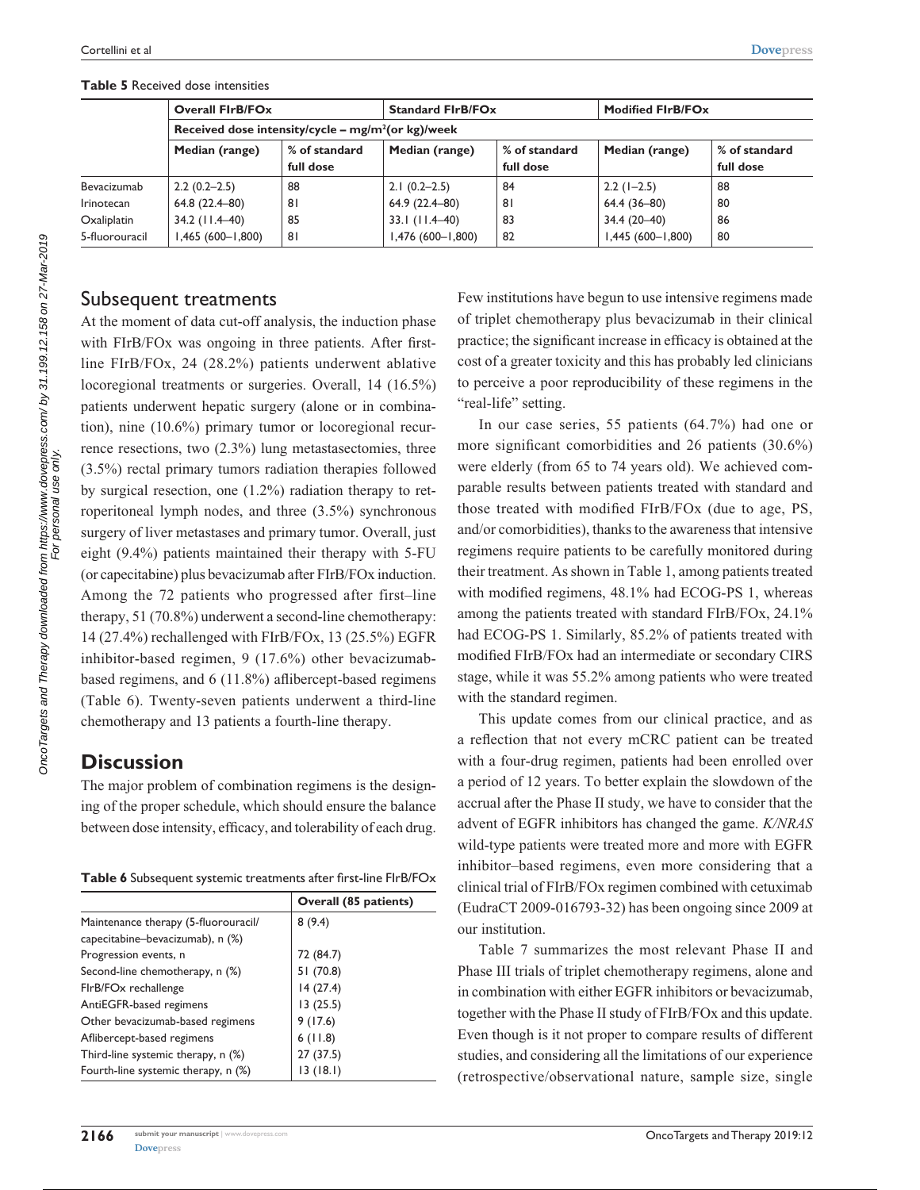**Table 5** Received dose intensities

| | Overall FIrB/FOx | | Standard FIrB/FOx | | Modified FIrB/FOx | |
|---|---|---|---|---|---|---|
| | Received dose intensity/cycle – mg/m²(or kg)/week | | | | | |
| | Median (range) | % of standard full dose | Median (range) | % of standard full dose | Median (range) | % of standard full dose |
| Bevacizumab | 2.2 (0.2–2.5) | 88 | 2.1 (0.2–2.5) | 84 | 2.2 (1–2.5) | 88 |
| Irinotecan | 64.8 (22.4–80) | 81 | 64.9 (22.4–80) | 81 | 64.4 (36–80) | 80 |
| Oxaliplatin | 34.2 (11.4–40) | 85 | 33.1 (11.4–40) | 83 | 34.4 (20–40) | 86 |
| 5-fluorouracil | 1,465 (600–1,800) | 81 | 1,476 (600–1,800) | 82 | 1,445 (600–1,800) | 80 |

## Subsequent treatments

At the moment of data cut-off analysis, the induction phase with FIrB/FOx was ongoing in three patients. After first-line FIrB/FOx, 24 (28.2%) patients underwent ablative locoregional treatments or surgeries. Overall, 14 (16.5%) patients underwent hepatic surgery (alone or in combination), nine (10.6%) primary tumor or locoregional recurrence resections, two (2.3%) lung metastasectomies, three (3.5%) rectal primary tumors radiation therapies followed by surgical resection, one (1.2%) radiation therapy to retroperitoneal lymph nodes, and three (3.5%) synchronous surgery of liver metastases and primary tumor. Overall, just eight (9.4%) patients maintained their therapy with 5-FU (or capecitabine) plus bevacizumab after FIrB/FOx induction. Among the 72 patients who progressed after first–line therapy, 51 (70.8%) underwent a second-line chemotherapy: 14 (27.4%) rechallenged with FIrB/FOx, 13 (25.5%) EGFR inhibitor-based regimen, 9 (17.6%) other bevacizumab-based regimens, and 6 (11.8%) aflibercept-based regimens (Table 6). Twenty-seven patients underwent a third-line chemotherapy and 13 patients a fourth-line therapy.

# Discussion

The major problem of combination regimens is the designing of the proper schedule, which should ensure the balance between dose intensity, efficacy, and tolerability of each drug.

**Table 6** Subsequent systemic treatments after first-line FIrB/FOx

| | Overall (85 patients) |
|---|---|
| Maintenance therapy (5-fluorouracil/capecitabine–bevacizumab), n (%) | 8 (9.4) |
| Progression events, n | 72 (84.7) |
| Second-line chemotherapy, n (%) | 51 (70.8) |
| FIrB/FOx rechallenge | 14 (27.4) |
| AntiEGFR-based regimens | 13 (25.5) |
| Other bevacizumab-based regimens | 9 (17.6) |
| Aflibercept-based regimens | 6 (11.8) |
| Third-line systemic therapy, n (%) | 27 (37.5) |
| Fourth-line systemic therapy, n (%) | 13 (18.1) |

Few institutions have begun to use intensive regimens made of triplet chemotherapy plus bevacizumab in their clinical practice; the significant increase in efficacy is obtained at the cost of a greater toxicity and this has probably led clinicians to perceive a poor reproducibility of these regimens in the "real-life" setting.

In our case series, 55 patients (64.7%) had one or more significant comorbidities and 26 patients (30.6%) were elderly (from 65 to 74 years old). We achieved comparable results between patients treated with standard and those treated with modified FIrB/FOx (due to age, PS, and/or comorbidities), thanks to the awareness that intensive regimens require patients to be carefully monitored during their treatment. As shown in Table 1, among patients treated with modified regimens, 48.1% had ECOG-PS 1, whereas among the patients treated with standard FIrB/FOx, 24.1% had ECOG-PS 1. Similarly, 85.2% of patients treated with modified FIrB/FOx had an intermediate or secondary CIRS stage, while it was 55.2% among patients who were treated with the standard regimen.

This update comes from our clinical practice, and as a reflection that not every mCRC patient can be treated with a four-drug regimen, patients had been enrolled over a period of 12 years. To better explain the slowdown of the accrual after the Phase II study, we have to consider that the advent of EGFR inhibitors has changed the game. *K/NRAS* wild-type patients were treated more and more with EGFR inhibitor–based regimens, even more considering that a clinical trial of FIrB/FOx regimen combined with cetuximab (EudraCT 2009-016793-32) has been ongoing since 2009 at our institution.

Table 7 summarizes the most relevant Phase II and Phase III trials of triplet chemotherapy regimens, alone and in combination with either EGFR inhibitors or bevacizumab, together with the Phase II study of FIrB/FOx and this update. Even though is it not proper to compare results of different studies, and considering all the limitations of our experience (retrospective/observational nature, sample size, single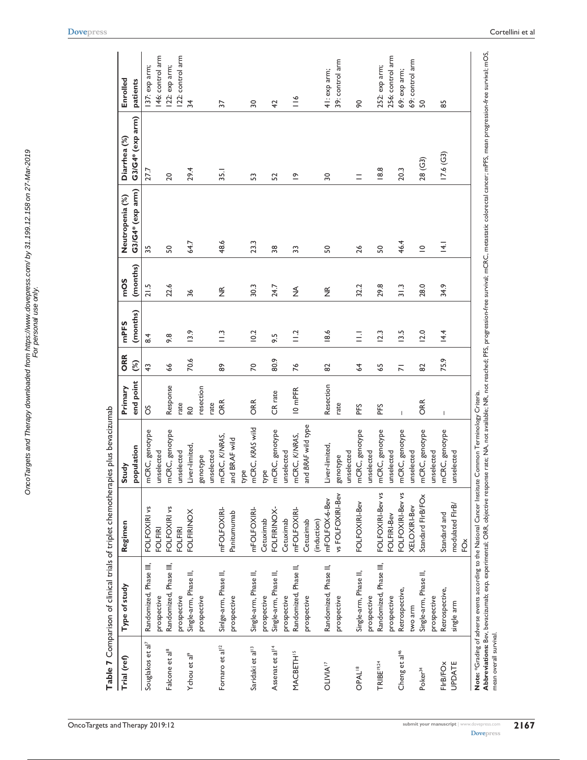**Table 7** Comparison of clinical trials of triplet chemotherapies plus bevacizumab

| Trial (ref) | Type of study | Regimen | Study population | Primary end point | ORR (%) | mPFS (months) | mOS (months) | Neutropenia (%) G3/G4* (exp arm) | Diarrhea (%) G3/G4* (exp arm) | Enrolled patients |
|---|---|---|---|---|---|---|---|---|---|---|
| Souglakos et al[7] | Randomized, Phase III, prospective | FOLFOXIRI vs FOLFIRI | mCRC, genotype unselected | OS | 43 | 8.4 | 21.5 | 35 | 27.7 | 137: exp arm; 146: control arm |
| Falcone et al[8] | Randomized, Phase III, prospective | FOLFOXIRI vs FOLFIRI | mCRC, genotype unselected | Response rate | 66 | 9.8 | 22.6 | 50 | 20 | 122: exp arm; 122: control arm |
| Ychou et al[9] | Single-arm, Phase II, prospective | FOLFIRINOX | Liver-limited, genotype unselected | R0 resection rate | 70.6 | 13.9 | 36 | 64.7 | 29.4 | 34 |
| Fornaro et al[12] | Sinlge-arm, Phase II, prospective | mFOLFOXIRI-Panitumumab | mCRC, *K/NRAS*, and BRAF wild type | ORR | 89 | 11.3 | NR | 48.6 | 35.1 | 37 |
| Saridaki et al[13] | Single-arm, Phase II, prospective | mFOLFOXIRI-Cetuximab | mCRC, *KRAS* wild type | ORR | 70 | 10.2 | 30.3 | 23.3 | 53 | 30 |
| Assenat et al[14] | Single-arm, Phase II, prospective | FOLFIRINOX-Cetuximab | mCRC, genotype unselected | CR rate | 80.9 | 9.5 | 24.7 | 38 | 52 | 42 |
| MACBETH[15] | Randomized, Phase II, prospective | mFOLFOXIRI-Cetuzimab (induction) | mCRC, *K/NRAS*, and *BRAF* wild type | 10 mPFR | 76 | 11.2 | NA | 33 | 19 | 116 |
| OLIVIA[17] | Randomized, Phase II, prospective | mFOLFOX-6-Bev vs FOLFOXIRI-Bev | Liver-limited, genotype unselected | Resection rate | 82 | 18.6 | NR | 50 | 30 | 41: exp arm; 39: control arm |
| OPAL[18] | Single-arm, Phase II, prospective | FOLFOXIRI-Bev | mCRC, genotype unselected | PFS | 64 | 11.1 | 32.2 | 26 | 11 | 90 |
| TRIBE[19,24] | Randomized, Phase III, prospective | FOLFOXIRI-Bev vs FOLFIRI-Bev | mCRC, genotype unselected | PFS | 65 | 12.3 | 29.8 | 50 | 18.8 | 252: exp arm; 256: control arm |
| Cheng et al[46] | Retrospective, two arm | FOLFOXIRI-Bev vs XELOXIRI-Bev | mCRC, genotype unselected | – | 71 | 13.5 | 31.3 | 46.4 | 20.3 | 69: exp arm; 69: control arm |
| Poker[34] | Single-arm, Phase II, prospective | Standard FIrB/FOx | mCRC, genotype unselected | ORR | 82 | 12.0 | 28.0 | 10 | 28 (G3) | 50 |
| FIrB/FOx UPDATE | Retrospective, single arm | Standard and modulated FIrB/FOx | mCRC, genotype unselected | – | 75.9 | 14.4 | 34.9 | 14.1 | 17.6 (G3) | 85 |

**Note:** *Grading of adverse events according to the National Cancer Institute Common Terminology Criteria.
**Abbreviations:** Bev, bevacizumab; exp, experimental; ORR, objective response rate; NA, not available; NR, not reached; PFS, progression-free survival; mCRC, metastatic colorectal cancer; mPFS, mean progression-free survival; mOS, mean overall survival.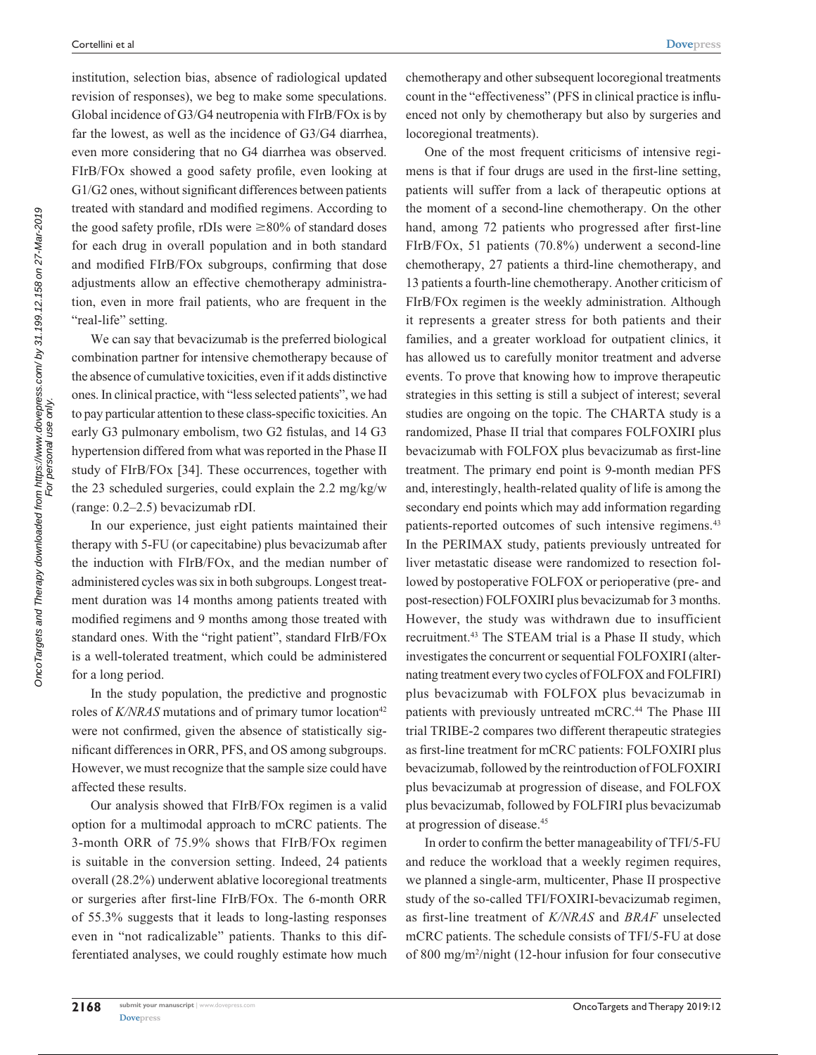institution, selection bias, absence of radiological updated revision of responses), we beg to make some speculations. Global incidence of G3/G4 neutropenia with FIrB/FOx is by far the lowest, as well as the incidence of G3/G4 diarrhea, even more considering that no G4 diarrhea was observed. FIrB/FOx showed a good safety profile, even looking at G1/G2 ones, without significant differences between patients treated with standard and modified regimens. According to the good safety profile, rDIs were ≥80% of standard doses for each drug in overall population and in both standard and modified FIrB/FOx subgroups, confirming that dose adjustments allow an effective chemotherapy administration, even in more frail patients, who are frequent in the "real-life" setting.

We can say that bevacizumab is the preferred biological combination partner for intensive chemotherapy because of the absence of cumulative toxicities, even if it adds distinctive ones. In clinical practice, with "less selected patients", we had to pay particular attention to these class-specific toxicities. An early G3 pulmonary embolism, two G2 fistulas, and 14 G3 hypertension differed from what was reported in the Phase II study of FIrB/FOx [34]. These occurrences, together with the 23 scheduled surgeries, could explain the 2.2 mg/kg/w (range: 0.2–2.5) bevacizumab rDI.

In our experience, just eight patients maintained their therapy with 5-FU (or capecitabine) plus bevacizumab after the induction with FIrB/FOx, and the median number of administered cycles was six in both subgroups. Longest treatment duration was 14 months among patients treated with modified regimens and 9 months among those treated with standard ones. With the "right patient", standard FIrB/FOx is a well-tolerated treatment, which could be administered for a long period.

In the study population, the predictive and prognostic roles of *K/NRAS* mutations and of primary tumor location[42] were not confirmed, given the absence of statistically significant differences in ORR, PFS, and OS among subgroups. However, we must recognize that the sample size could have affected these results.

Our analysis showed that FIrB/FOx regimen is a valid option for a multimodal approach to mCRC patients. The 3-month ORR of 75.9% shows that FIrB/FOx regimen is suitable in the conversion setting. Indeed, 24 patients overall (28.2%) underwent ablative locoregional treatments or surgeries after first-line FIrB/FOx. The 6-month ORR of 55.3% suggests that it leads to long-lasting responses even in "not radicalizable" patients. Thanks to this differentiated analyses, we could roughly estimate how much chemotherapy and other subsequent locoregional treatments count in the "effectiveness" (PFS in clinical practice is influenced not only by chemotherapy but also by surgeries and locoregional treatments).

One of the most frequent criticisms of intensive regimens is that if four drugs are used in the first-line setting, patients will suffer from a lack of therapeutic options at the moment of a second-line chemotherapy. On the other hand, among 72 patients who progressed after first-line FIrB/FOx, 51 patients (70.8%) underwent a second-line chemotherapy, 27 patients a third-line chemotherapy, and 13 patients a fourth-line chemotherapy. Another criticism of FIrB/FOx regimen is the weekly administration. Although it represents a greater stress for both patients and their families, and a greater workload for outpatient clinics, it has allowed us to carefully monitor treatment and adverse events. To prove that knowing how to improve therapeutic strategies in this setting is still a subject of interest; several studies are ongoing on the topic. The CHARTA study is a randomized, Phase II trial that compares FOLFOXIRI plus bevacizumab with FOLFOX plus bevacizumab as first-line treatment. The primary end point is 9-month median PFS and, interestingly, health-related quality of life is among the secondary end points which may add information regarding patients-reported outcomes of such intensive regimens.[43] In the PERIMAX study, patients previously untreated for liver metastatic disease were randomized to resection followed by postoperative FOLFOX or perioperative (pre- and post-resection) FOLFOXIRI plus bevacizumab for 3 months. However, the study was withdrawn due to insufficient recruitment.[43] The STEAM trial is a Phase II study, which investigates the concurrent or sequential FOLFOXIRI (alternating treatment every two cycles of FOLFOX and FOLFIRI) plus bevacizumab with FOLFOX plus bevacizumab in patients with previously untreated mCRC.[44] The Phase III trial TRIBE-2 compares two different therapeutic strategies as first-line treatment for mCRC patients: FOLFOXIRI plus bevacizumab, followed by the reintroduction of FOLFOXIRI plus bevacizumab at progression of disease, and FOLFOX plus bevacizumab, followed by FOLFIRI plus bevacizumab at progression of disease.[45]

In order to confirm the better manageability of TFI/5-FU and reduce the workload that a weekly regimen requires, we planned a single-arm, multicenter, Phase II prospective study of the so-called TFI/FOXIRI-bevacizumab regimen, as first-line treatment of *K/NRAS* and *BRAF* unselected mCRC patients. The schedule consists of TFI/5-FU at dose of 800 mg/m$^2$/night (12-hour infusion for four consecutive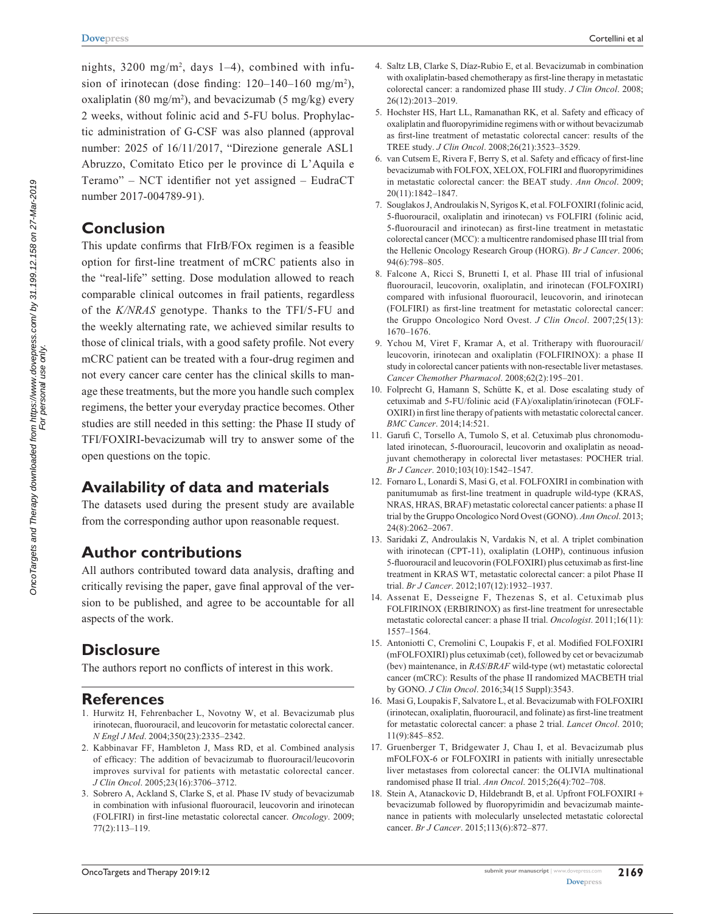nights, 3200 mg/m², days 1–4), combined with infusion of irinotecan (dose finding: 120–140–160 mg/m²), oxaliplatin (80 mg/m²), and bevacizumab (5 mg/kg) every 2 weeks, without folinic acid and 5-FU bolus. Prophylactic administration of G-CSF was also planned (approval number: 2025 of 16/11/2017, "Direzione generale ASL1 Abruzzo, Comitato Etico per le province di L'Aquila e Teramo" – NCT identifier not yet assigned – EudraCT number 2017-004789-91).

## Conclusion

This update confirms that FIrB/FOx regimen is a feasible option for first-line treatment of mCRC patients also in the "real-life" setting. Dose modulation allowed to reach comparable clinical outcomes in frail patients, regardless of the *K/NRAS* genotype. Thanks to the TFI/5-FU and the weekly alternating rate, we achieved similar results to those of clinical trials, with a good safety profile. Not every mCRC patient can be treated with a four-drug regimen and not every cancer care center has the clinical skills to manage these treatments, but the more you handle such complex regimens, the better your everyday practice becomes. Other studies are still needed in this setting: the Phase II study of TFI/FOXIRI-bevacizumab will try to answer some of the open questions on the topic.

## Availability of data and materials

The datasets used during the present study are available from the corresponding author upon reasonable request.

## Author contributions

All authors contributed toward data analysis, drafting and critically revising the paper, gave final approval of the version to be published, and agree to be accountable for all aspects of the work.

## Disclosure

The authors report no conflicts of interest in this work.

## References

1. Hurwitz H, Fehrenbacher L, Novotny W, et al. Bevacizumab plus irinotecan, fluorouracil, and leucovorin for metastatic colorectal cancer. *N Engl J Med*. 2004;350(23):2335–2342.
2. Kabbinavar FF, Hambleton J, Mass RD, et al. Combined analysis of efficacy: The addition of bevacizumab to fluorouracil/leucovorin improves survival for patients with metastatic colorectal cancer. *J Clin Oncol*. 2005;23(16):3706–3712.
3. Sobrero A, Ackland S, Clarke S, et al. Phase IV study of bevacizumab in combination with infusional fluorouracil, leucovorin and irinotecan (FOLFIRI) in first-line metastatic colorectal cancer. *Oncology*. 2009;77(2):113–119.
4. Saltz LB, Clarke S, Díaz-Rubio E, et al. Bevacizumab in combination with oxaliplatin-based chemotherapy as first-line therapy in metastatic colorectal cancer: a randomized phase III study. *J Clin Oncol*. 2008;26(12):2013–2019.
5. Hochster HS, Hart LL, Ramanathan RK, et al. Safety and efficacy of oxaliplatin and fluoropyrimidine regimens with or without bevacizumab as first-line treatment of metastatic colorectal cancer: results of the TREE study. *J Clin Oncol*. 2008;26(21):3523–3529.
6. van Cutsem E, Rivera F, Berry S, et al. Safety and efficacy of first-line bevacizumab with FOLFOX, XELOX, FOLFIRI and fluoropyrimidines in metastatic colorectal cancer: the BEAT study. *Ann Oncol*. 2009;20(11):1842–1847.
7. Souglakos J, Androulakis N, Syrigos K, et al. FOLFOXIRI (folinic acid, 5-fluorouracil, oxaliplatin and irinotecan) vs FOLFIRI (folinic acid, 5-fluorouracil and irinotecan) as first-line treatment in metastatic colorectal cancer (MCC): a multicentre randomised phase III trial from the Hellenic Oncology Research Group (HORG). *Br J Cancer*. 2006;94(6):798–805.
8. Falcone A, Ricci S, Brunetti I, et al. Phase III trial of infusional fluorouracil, leucovorin, oxaliplatin, and irinotecan (FOLFOXIRI) compared with infusional fluorouracil, leucovorin, and irinotecan (FOLFIRI) as first-line treatment for metastatic colorectal cancer: the Gruppo Oncologico Nord Ovest. *J Clin Oncol*. 2007;25(13):1670–1676.
9. Ychou M, Viret F, Kramar A, et al. Tritherapy with fluorouracil/leucovorin, irinotecan and oxaliplatin (FOLFIRINOX): a phase II study in colorectal cancer patients with non-resectable liver metastases. *Cancer Chemother Pharmacol*. 2008;62(2):195–201.
10. Folprecht G, Hamann S, Schütte K, et al. Dose escalating study of cetuximab and 5-FU/folinic acid (FA)/oxaliplatin/irinotecan (FOLFOXIRI) in first line therapy of patients with metastatic colorectal cancer. *BMC Cancer*. 2014;14:521.
11. Garufi C, Torsello A, Tumolo S, et al. Cetuximab plus chronomodulated irinotecan, 5-fluorouracil, leucovorin and oxaliplatin as neoadjuvant chemotherapy in colorectal liver metastases: POCHER trial. *Br J Cancer*. 2010;103(10):1542–1547.
12. Fornaro L, Lonardi S, Masi G, et al. FOLFOXIRI in combination with panitumumab as first-line treatment in quadruple wild-type (KRAS, NRAS, HRAS, BRAF) metastatic colorectal cancer patients: a phase II trial by the Gruppo Oncologico Nord Ovest (GONO). *Ann Oncol*. 2013;24(8):2062–2067.
13. Saridaki Z, Androulakis N, Vardakis N, et al. A triplet combination with irinotecan (CPT-11), oxaliplatin (LOHP), continuous infusion 5-fluorouracil and leucovorin (FOLFOXIRI) plus cetuximab as first-line treatment in KRAS WT, metastatic colorectal cancer: a pilot Phase II trial. *Br J Cancer*. 2012;107(12):1932–1937.
14. Assenat E, Desseigne F, Thezenas S, et al. Cetuximab plus FOLFIRINOX (ERBIRINOX) as first-line treatment for unresectable metastatic colorectal cancer: a phase II trial. *Oncologist*. 2011;16(11):1557–1564.
15. Antoniotti C, Cremolini C, Loupakis F, et al. Modified FOLFOXIRI (mFOLFOXIRI) plus cetuximab (cet), followed by cet or bevacizumab (bev) maintenance, in *RAS*/*BRAF* wild-type (wt) metastatic colorectal cancer (mCRC): Results of the phase II randomized MACBETH trial by GONO. *J Clin Oncol*. 2016;34(15 Suppl):3543.
16. Masi G, Loupakis F, Salvatore L, et al. Bevacizumab with FOLFOXIRI (irinotecan, oxaliplatin, fluorouracil, and folinate) as first-line treatment for metastatic colorectal cancer: a phase 2 trial. *Lancet Oncol*. 2010;11(9):845–852.
17. Gruenberger T, Bridgewater J, Chau I, et al. Bevacizumab plus mFOLFOX-6 or FOLFOXIRI in patients with initially unresectable liver metastases from colorectal cancer: the OLIVIA multinational randomised phase II trial. *Ann Oncol*. 2015;26(4):702–708.
18. Stein A, Atanackovic D, Hildebrandt B, et al. Upfront FOLFOXIRI + bevacizumab followed by fluoropyrimidin and bevacizumab maintenance in patients with molecularly unselected metastatic colorectal cancer. *Br J Cancer*. 2015;113(6):872–877.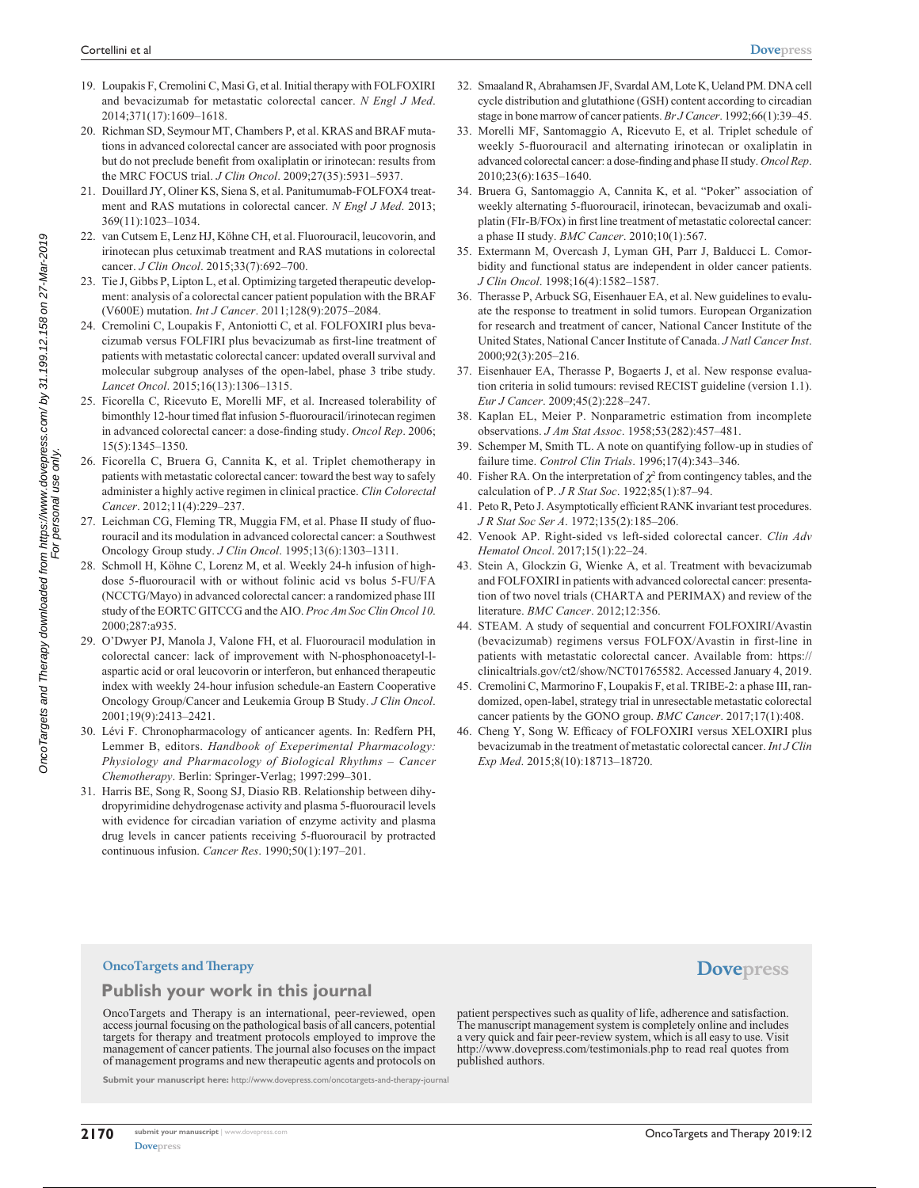19. Loupakis F, Cremolini C, Masi G, et al. Initial therapy with FOLFOXIRI and bevacizumab for metastatic colorectal cancer. *N Engl J Med*. 2014;371(17):1609–1618.
20. Richman SD, Seymour MT, Chambers P, et al. KRAS and BRAF mutations in advanced colorectal cancer are associated with poor prognosis but do not preclude benefit from oxaliplatin or irinotecan: results from the MRC FOCUS trial. *J Clin Oncol*. 2009;27(35):5931–5937.
21. Douillard JY, Oliner KS, Siena S, et al. Panitumumab-FOLFOX4 treatment and RAS mutations in colorectal cancer. *N Engl J Med*. 2013; 369(11):1023–1034.
22. van Cutsem E, Lenz HJ, Köhne CH, et al. Fluorouracil, leucovorin, and irinotecan plus cetuximab treatment and RAS mutations in colorectal cancer. *J Clin Oncol*. 2015;33(7):692–700.
23. Tie J, Gibbs P, Lipton L, et al. Optimizing targeted therapeutic development: analysis of a colorectal cancer patient population with the BRAF (V600E) mutation. *Int J Cancer*. 2011;128(9):2075–2084.
24. Cremolini C, Loupakis F, Antoniotti C, et al. FOLFOXIRI plus bevacizumab versus FOLFIRI plus bevacizumab as first-line treatment of patients with metastatic colorectal cancer: updated overall survival and molecular subgroup analyses of the open-label, phase 3 tribe study. *Lancet Oncol*. 2015;16(13):1306–1315.
25. Ficorella C, Ricevuto E, Morelli MF, et al. Increased tolerability of bimonthly 12-hour timed flat infusion 5-fluorouracil/irinotecan regimen in advanced colorectal cancer: a dose-finding study. *Oncol Rep*. 2006; 15(5):1345–1350.
26. Ficorella C, Bruera G, Cannita K, et al. Triplet chemotherapy in patients with metastatic colorectal cancer: toward the best way to safely administer a highly active regimen in clinical practice. *Clin Colorectal Cancer*. 2012;11(4):229–237.
27. Leichman CG, Fleming TR, Muggia FM, et al. Phase II study of fluorouracil and its modulation in advanced colorectal cancer: a Southwest Oncology Group study. *J Clin Oncol*. 1995;13(6):1303–1311.
28. Schmoll H, Köhne C, Lorenz M, et al. Weekly 24-h infusion of high-dose 5-fluorouracil with or without folinic acid vs bolus 5-FU/FA (NCCTG/Mayo) in advanced colorectal cancer: a randomized phase III study of the EORTC GITCCG and the AIO. *Proc Am Soc Clin Oncol 10*. 2000;287:a935.
29. O'Dwyer PJ, Manola J, Valone FH, et al. Fluorouracil modulation in colorectal cancer: lack of improvement with N-phosphonoacetyl-l-aspartic acid or oral leucovorin or interferon, but enhanced therapeutic index with weekly 24-hour infusion schedule-an Eastern Cooperative Oncology Group/Cancer and Leukemia Group B Study. *J Clin Oncol*. 2001;19(9):2413–2421.
30. Lévi F. Chronopharmacology of anticancer agents. In: Redfern PH, Lemmer B, editors. *Handbook of Exeperimental Pharmacology: Physiology and Pharmacology of Biological Rhythms – Cancer Chemotherapy*. Berlin: Springer-Verlag; 1997:299–301.
31. Harris BE, Song R, Soong SJ, Diasio RB. Relationship between dihydropyrimidine dehydrogenase activity and plasma 5-fluorouracil levels with evidence for circadian variation of enzyme activity and plasma drug levels in cancer patients receiving 5-fluorouracil by protracted continuous infusion. *Cancer Res*. 1990;50(1):197–201.
32. Smaaland R, Abrahamsen JF, Svardal AM, Lote K, Ueland PM. DNA cell cycle distribution and glutathione (GSH) content according to circadian stage in bone marrow of cancer patients. *Br J Cancer*. 1992;66(1):39–45.
33. Morelli MF, Santomaggio A, Ricevuto E, et al. Triplet schedule of weekly 5-fluorouracil and alternating irinotecan or oxaliplatin in advanced colorectal cancer: a dose-finding and phase II study. *Oncol Rep*. 2010;23(6):1635–1640.
34. Bruera G, Santomaggio A, Cannita K, et al. "Poker" association of weekly alternating 5-fluorouracil, irinotecan, bevacizumab and oxaliplatin (FIr-B/FOx) in first line treatment of metastatic colorectal cancer: a phase II study. *BMC Cancer*. 2010;10(1):567.
35. Extermann M, Overcash J, Lyman GH, Parr J, Balducci L. Comorbidity and functional status are independent in older cancer patients. *J Clin Oncol*. 1998;16(4):1582–1587.
36. Therasse P, Arbuck SG, Eisenhauer EA, et al. New guidelines to evaluate the response to treatment in solid tumors. European Organization for research and treatment of cancer, National Cancer Institute of the United States, National Cancer Institute of Canada. *J Natl Cancer Inst*. 2000;92(3):205–216.
37. Eisenhauer EA, Therasse P, Bogaerts J, et al. New response evaluation criteria in solid tumours: revised RECIST guideline (version 1.1). *Eur J Cancer*. 2009;45(2):228–247.
38. Kaplan EL, Meier P. Nonparametric estimation from incomplete observations. *J Am Stat Assoc*. 1958;53(282):457–481.
39. Schemper M, Smith TL. A note on quantifying follow-up in studies of failure time. *Control Clin Trials*. 1996;17(4):343–346.
40. Fisher RA. On the interpretation of $\chi^2$ from contingency tables, and the calculation of P. *J R Stat Soc*. 1922;85(1):87–94.
41. Peto R, Peto J. Asymptotically efficient RANK invariant test procedures. *J R Stat Soc Ser A*. 1972;135(2):185–206.
42. Venook AP. Right-sided vs left-sided colorectal cancer. *Clin Adv Hematol Oncol*. 2017;15(1):22–24.
43. Stein A, Glockzin G, Wienke A, et al. Treatment with bevacizumab and FOLFOXIRI in patients with advanced colorectal cancer: presentation of two novel trials (CHARTA and PERIMAX) and review of the literature. *BMC Cancer*. 2012;12:356.
44. STEAM. A study of sequential and concurrent FOLFOXIRI/Avastin (bevacizumab) regimens versus FOLFOX/Avastin in first-line in patients with metastatic colorectal cancer. Available from: https://clinicaltrials.gov/ct2/show/NCT01765582. Accessed January 4, 2019.
45. Cremolini C, Marmorino F, Loupakis F, et al. TRIBE-2: a phase III, randomized, open-label, strategy trial in unresectable metastatic colorectal cancer patients by the GONO group. *BMC Cancer*. 2017;17(1):408.
46. Cheng Y, Song W. Efficacy of FOLFOXIRI versus XELOXIRI plus bevacizumab in the treatment of metastatic colorectal cancer. *Int J Clin Exp Med*. 2015;8(10):18713–18720.

**OncoTargets and Therapy**

**Dovepress**

## Publish your work in this journal

OncoTargets and Therapy is an international, peer-reviewed, open access journal focusing on the pathological basis of all cancers, potential targets for therapy and treatment protocols employed to improve the management of cancer patients. The journal also focuses on the impact of management programs and new therapeutic agents and protocols on patient perspectives such as quality of life, adherence and satisfaction. The manuscript management system is completely online and includes a very quick and fair peer-review system, which is all easy to use. Visit http://www.dovepress.com/testimonials.php to read real quotes from published authors.

**Submit your manuscript here:** http://www.dovepress.com/oncotargets-and-therapy-journal